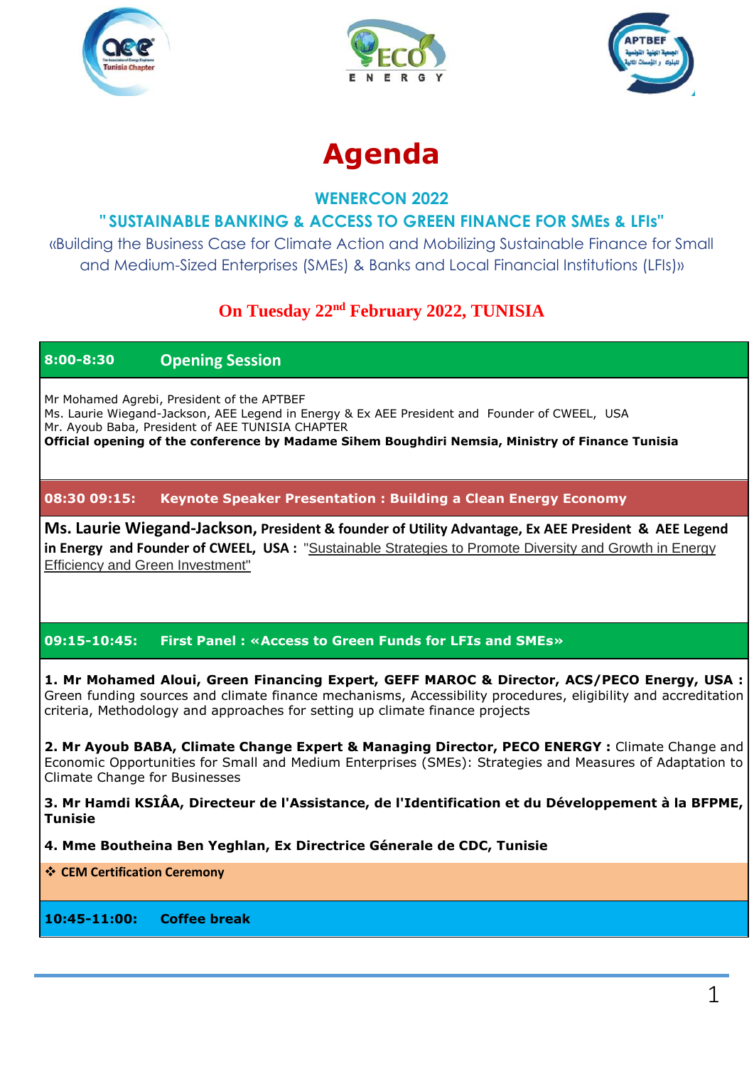# Agenda

## WENERCON 2022

## " SUSTAINABLE BANKING & ACCESS TO GREEN FINANCE FOR SMEs & LFIs"

«Building the Business Case for Climate Action and Mobilizing Sustainable Finance for Small and Medium-Sized Enterprises (SMEs) & Banks and Local Financial Institutions (LFIs)»

**On Tuesday 22nd February 2022, TUNISIA**

| **8:00-8:30** | **Opening Session** |
|---|---|

Mr Mohamed Agrebi, President of the APTBEF
Ms. Laurie Wiegand-Jackson, AEE Legend in Energy & Ex AEE President and Founder of CWEEL, USA
Mr. Ayoub Baba, President of AEE TUNISIA CHAPTER
**Official opening of the conference by Madame Sihem Boughdiri Nemsia, Ministry of Finance Tunisia**

| **08:30 09:15:** | **Keynote Speaker Presentation : Building a Clean Energy Economy** |
|---|---|

**Ms. Laurie Wiegand-Jackson, President & founder of Utility Advantage, Ex AEE President & AEE Legend in Energy and Founder of CWEEL, USA :** "Sustainable Strategies to Promote Diversity and Growth in Energy Efficiency and Green Investment"

| **09:15-10:45:** | **First Panel : «Access to Green Funds for LFIs and SMEs»** |
|---|---|

**1. Mr Mohamed Aloui, Green Financing Expert, GEFF MAROC & Director, ACS/PECO Energy, USA :** Green funding sources and climate finance mechanisms, Accessibility procedures, eligibility and accreditation criteria, Methodology and approaches for setting up climate finance projects

**2. Mr Ayoub BABA, Climate Change Expert & Managing Director, PECO ENERGY :** Climate Change and Economic Opportunities for Small and Medium Enterprises (SMEs): Strategies and Measures of Adaptation to Climate Change for Businesses

**3. Mr Hamdi KSIÂA, Directeur de l'Assistance, de l'Identification et du Développement à la BFPME, Tunisie**

**4. Mme Boutheina Ben Yeghlan, Ex Directrice Génerale de CDC, Tunisie**

❖ **CEM Certification Ceremony**

| **10:45-11:00:** | **Coffee break** |
|---|---|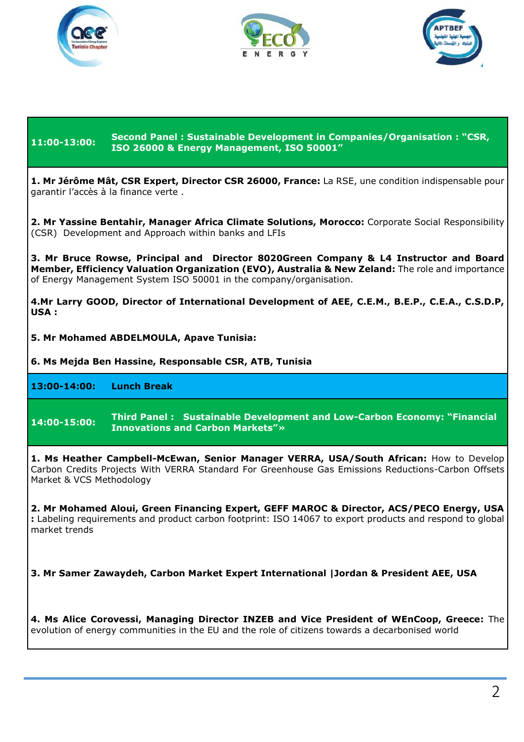**11:00-13:00:** **Second Panel : Sustainable Development in Companies/Organisation : "CSR, ISO 26000 & Energy Management, ISO 50001"**

**1. Mr Jérôme Mât, CSR Expert, Director CSR 26000, France:** La RSE, une condition indispensable pour garantir l'accès à la finance verte .

**2. Mr Yassine Bentahir, Manager Africa Climate Solutions, Morocco:** Corporate Social Responsibility (CSR) Development and Approach within banks and LFIs

**3. Mr Bruce Rowse, Principal and Director 8020Green Company & L4 Instructor and Board Member, Efficiency Valuation Organization (EVO), Australia & New Zeland:** The role and importance of Energy Management System ISO 50001 in the company/organisation.

**4.Mr Larry GOOD, Director of International Development of AEE, C.E.M., B.E.P., C.E.A., C.S.D.P, USA :**

**5. Mr Mohamed ABDELMOULA, Apave Tunisia:**

**6. Ms Mejda Ben Hassine, Responsable CSR, ATB, Tunisia**

**13:00-14:00:** **Lunch Break**

**14:00-15:00:** **Third Panel : Sustainable Development and Low-Carbon Economy: "Financial Innovations and Carbon Markets"»**

**1. Ms Heather Campbell-McEwan, Senior Manager VERRA, USA/South African:** How to Develop Carbon Credits Projects With VERRA Standard For Greenhouse Gas Emissions Reductions-Carbon Offsets Market & VCS Methodology

**2. Mr Mohamed Aloui, Green Financing Expert, GEFF MAROC & Director, ACS/PECO Energy, USA :** Labeling requirements and product carbon footprint: ISO 14067 to export products and respond to global market trends

**3. Mr Samer Zawaydeh, Carbon Market Expert International |Jordan & President AEE, USA**

**4. Ms Alice Corovessi, Managing Director INZEB and Vice President of WEnCoop, Greece:** The evolution of energy communities in the EU and the role of citizens towards a decarbonised world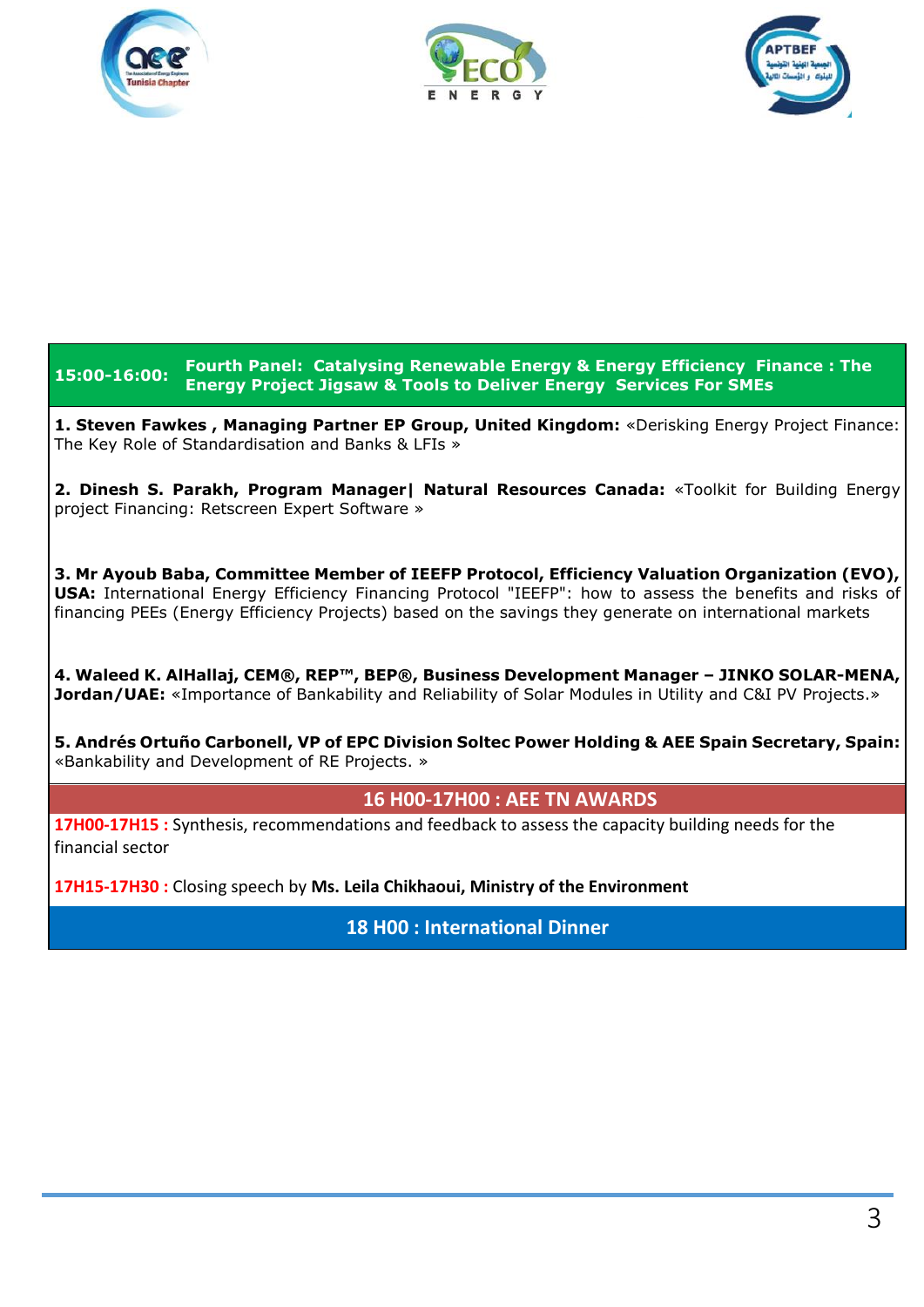**15:00-16:00:** **Fourth Panel: Catalysing Renewable Energy & Energy Efficiency Finance : The Energy Project Jigsaw & Tools to Deliver Energy Services For SMEs**

**1. Steven Fawkes , Managing Partner EP Group, United Kingdom:** «Derisking Energy Project Finance: The Key Role of Standardisation and Banks & LFIs »

**2. Dinesh S. Parakh, Program Manager| Natural Resources Canada:** «Toolkit for Building Energy project Financing: Retscreen Expert Software »

**3. Mr Ayoub Baba, Committee Member of IEEFP Protocol, Efficiency Valuation Organization (EVO), USA:** International Energy Efficiency Financing Protocol "IEEFP": how to assess the benefits and risks of financing PEEs (Energy Efficiency Projects) based on the savings they generate on international markets

**4. Waleed K. AlHallaj, CEM®, REP™, BEP®, Business Development Manager – JINKO SOLAR-MENA, Jordan/UAE:** «Importance of Bankability and Reliability of Solar Modules in Utility and C&I PV Projects.»

**5. Andrés Ortuño Carbonell, VP of EPC Division Soltec Power Holding & AEE Spain Secretary, Spain:** «Bankability and Development of RE Projects. »

**16 H00-17H00 : AEE TN AWARDS**

**17H00-17H15 :** Synthesis, recommendations and feedback to assess the capacity building needs for the financial sector

**17H15-17H30 :** Closing speech by **Ms. Leila Chikhaoui, Ministry of the Environment**

**18 H00 : International Dinner**